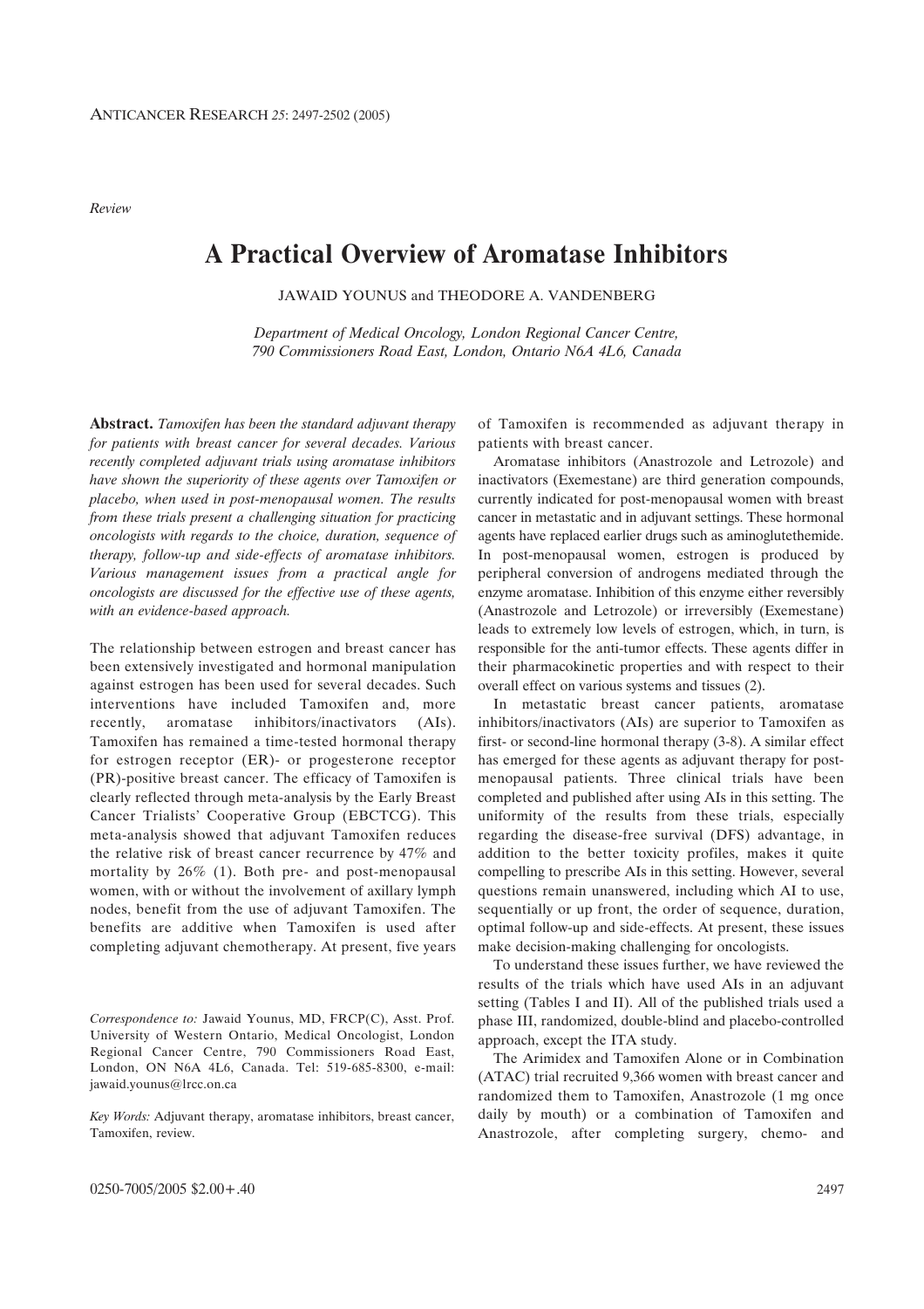*Review*

# A Practical Overview of Aromatase Inhibitors

JAWAID YOUNUS and THEODORE A. VANDENBERG

*Department of Medical Oncology, London Regional Cancer Centre, 790 Commissioners Road East, London, Ontario N6A 4L6, Canada*

**Abstract.** *Tamoxifen has been the standard adjuvant therapy for patients with breast cancer for several decades. Various recently completed adjuvant trials using aromatase inhibitors have shown the superiority of these agents over Tamoxifen or placebo, when used in post-menopausal women. The results from these trials present a challenging situation for practicing oncologists with regards to the choice, duration, sequence of therapy, follow-up and side-effects of aromatase inhibitors. Various management issues from a practical angle for oncologists are discussed for the effective use of these agents, with an evidence-based approach.*

The relationship between estrogen and breast cancer has been extensively investigated and hormonal manipulation against estrogen has been used for several decades. Such interventions have included Tamoxifen and, more recently, aromatase inhibitors/inactivators (AIs). Tamoxifen has remained a time-tested hormonal therapy for estrogen receptor (ER)- or progesterone receptor (PR)-positive breast cancer. The efficacy of Tamoxifen is clearly reflected through meta-analysis by the Early Breast Cancer Trialists' Cooperative Group (EBCTCG). This meta-analysis showed that adjuvant Tamoxifen reduces the relative risk of breast cancer recurrence by 47% and mortality by 26% (1). Both pre- and post-menopausal women, with or without the involvement of axillary lymph nodes, benefit from the use of adjuvant Tamoxifen. The benefits are additive when Tamoxifen is used after completing adjuvant chemotherapy. At present, five years of Tamoxifen is recommended as adjuvant therapy in patients with breast cancer.

Aromatase inhibitors (Anastrozole and Letrozole) and inactivators (Exemestane) are third generation compounds, currently indicated for post-menopausal women with breast cancer in metastatic and in adjuvant settings. These hormonal agents have replaced earlier drugs such as aminoglutethemide. In post-menopausal women, estrogen is produced by peripheral conversion of androgens mediated through the enzyme aromatase. Inhibition of this enzyme either reversibly (Anastrozole and Letrozole) or irreversibly (Exemestane) leads to extremely low levels of estrogen, which, in turn, is responsible for the anti-tumor effects. These agents differ in their pharmacokinetic properties and with respect to their overall effect on various systems and tissues (2).

In metastatic breast cancer patients, aromatase inhibitors/inactivators (AIs) are superior to Tamoxifen as first- or second-line hormonal therapy (3-8). A similar effect has emerged for these agents as adjuvant therapy for post-menopausal patients. Three clinical trials have been completed and published after using AIs in this setting. The uniformity of the results from these trials, especially regarding the disease-free survival (DFS) advantage, in addition to the better toxicity profiles, makes it quite compelling to prescribe AIs in this setting. However, several questions remain unanswered, including which AI to use, sequentially or up front, the order of sequence, duration, optimal follow-up and side-effects. At present, these issues make decision-making challenging for oncologists.

To understand these issues further, we have reviewed the results of the trials which have used AIs in an adjuvant setting (Tables I and II). All of the published trials used a phase III, randomized, double-blind and placebo-controlled approach, except the ITA study.

The Arimidex and Tamoxifen Alone or in Combination (ATAC) trial recruited 9,366 women with breast cancer and randomized them to Tamoxifen, Anastrozole (1 mg once daily by mouth) or a combination of Tamoxifen and Anastrozole, after completing surgery, chemo- and

*Correspondence to:* Jawaid Younus, MD, FRCP(C), Asst. Prof. University of Western Ontario, Medical Oncologist, London Regional Cancer Centre, 790 Commissioners Road East, London, ON N6A 4L6, Canada. Tel: 519-685-8300, e-mail: jawaid.younus@lrcc.on.ca

*Key Words:* Adjuvant therapy, aromatase inhibitors, breast cancer, Tamoxifen, review.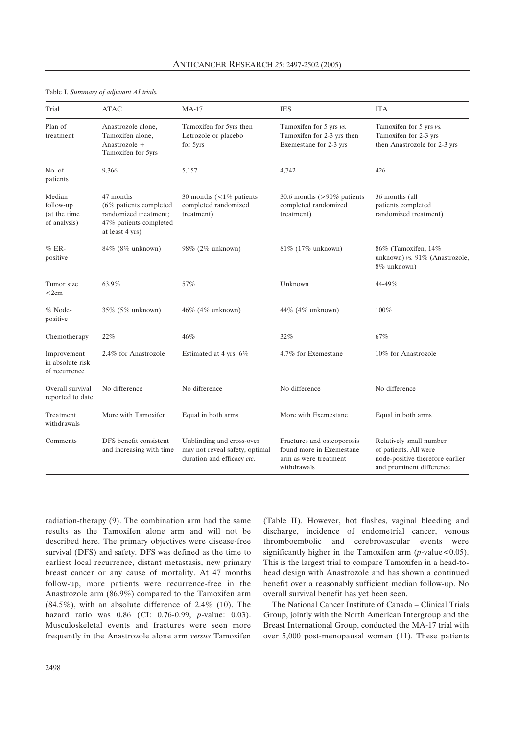Table I. *Summary of adjuvant AI trials.*

| Trial | ATAC | MA-17 | IES | ITA |
|---|---|---|---|---|
| Plan of treatment | Anastrozole alone, Tamoxifen alone, Anastrozole + Tamoxifen for 5yrs | Tamoxifen for 5yrs then Letrozole or placebo for 5yrs | Tamoxifen for 5 yrs *vs.* Tamoxifen for 2-3 yrs then Exemestane for 2-3 yrs | Tamoxifen for 5 yrs *vs.* Tamoxifen for 2-3 yrs then Anastrozole for 2-3 yrs |
| No. of patients | 9,366 | 5,157 | 4,742 | 426 |
| Median follow-up (at the time of analysis) | 47 months (6% patients completed randomized treatment; 47% patients completed at least 4 yrs) | 30 months (<1% patients completed randomized treatment) | 30.6 months (>90% patients completed randomized treatment) | 36 months (all patients completed randomized treatment) |
| % ER-positive | 84% (8% unknown) | 98% (2% unknown) | 81% (17% unknown) | 86% (Tamoxifen, 14% unknown) *vs.* 91% (Anastrozole, 8% unknown) |
| Tumor size <2cm | 63.9% | 57% | Unknown | 44-49% |
| % Node-positive | 35% (5% unknown) | 46% (4% unknown) | 44% (4% unknown) | 100% |
| Chemotherapy | 22% | 46% | 32% | 67% |
| Improvement in absolute risk of recurrence | 2.4% for Anastrozole | Estimated at 4 yrs: 6% | 4.7% for Exemestane | 10% for Anastrozole |
| Overall survival reported to date | No difference | No difference | No difference | No difference |
| Treatment withdrawals | More with Tamoxifen | Equal in both arms | More with Exemestane | Equal in both arms |
| Comments | DFS benefit consistent and increasing with time | Unblinding and cross-over may not reveal safety, optimal duration and efficacy *etc.* | Fractures and osteoporosis found more in Exemestane arm as were treatment withdrawals | Relatively small number of patients. All were node-positive therefore earlier and prominent difference |

radiation-therapy (9). The combination arm had the same results as the Tamoxifen alone arm and will not be described here. The primary objectives were disease-free survival (DFS) and safety. DFS was defined as the time to earliest local recurrence, distant metastasis, new primary breast cancer or any cause of mortality. At 47 months follow-up, more patients were recurrence-free in the Anastrozole arm (86.9%) compared to the Tamoxifen arm (84.5%), with an absolute difference of 2.4% (10). The hazard ratio was 0.86 (CI: 0.76-0.99, *p*-value: 0.03). Musculoskeletal events and fractures were seen more frequently in the Anastrozole alone arm *versus* Tamoxifen (Table II). However, hot flashes, vaginal bleeding and discharge, incidence of endometrial cancer, venous thromboembolic and cerebrovascular events were significantly higher in the Tamoxifen arm ($p$-value$<0.05$). This is the largest trial to compare Tamoxifen in a head-to-head design with Anastrozole and has shown a continued benefit over a reasonably sufficient median follow-up. No overall survival benefit has yet been seen.

The National Cancer Institute of Canada – Clinical Trials Group, jointly with the North American Intergroup and the Breast International Group, conducted the MA-17 trial with over 5,000 post-menopausal women (11). These patients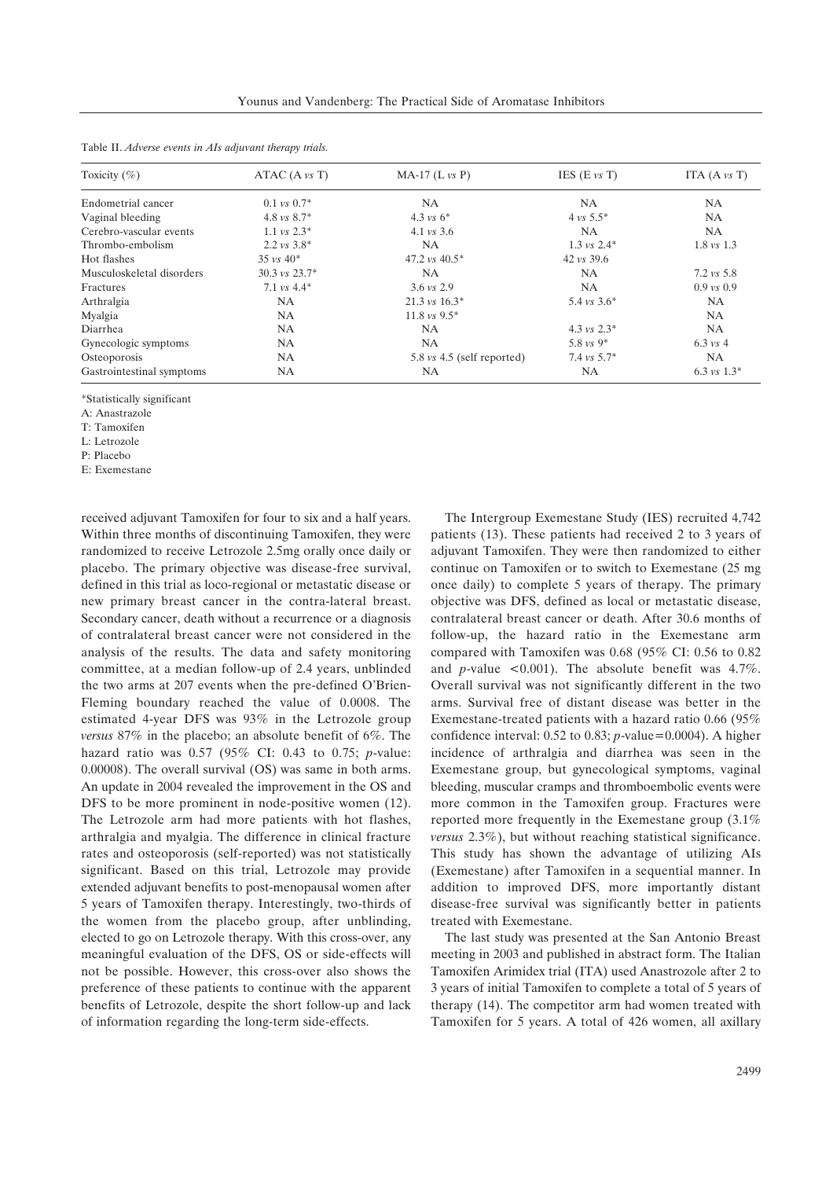Table II. *Adverse events in AIs adjuvant therapy trials.*

| Toxicity (%) | ATAC (A *vs* T) | MA-17 (L *vs* P) | IES (E *vs* T) | ITA (A *vs* T) |
|---|---|---|---|---|
| Endometrial cancer | 0.1 *vs* 0.7* | NA | NA | NA |
| Vaginal bleeding | 4.8 *vs* 8.7* | 4.3 *vs* 6* | 4 *vs* 5.5* | NA |
| Cerebro-vascular events | 1.1 *vs* 2.3* | 4.1 *vs* 3.6 | NA | NA |
| Thrombo-embolism | 2.2 *vs* 3.8* | NA | 1.3 *vs* 2.4* | 1.8 *vs* 1.3 |
| Hot flashes | 35 *vs* 40* | 47.2 *vs* 40.5* | 42 *vs* 39.6 | |
| Musculoskeletal disorders | 30.3 *vs* 23.7* | NA | NA | 7.2 *vs* 5.8 |
| Fractures | 7.1 *vs* 4.4* | 3.6 *vs* 2.9 | NA | 0.9 *vs* 0.9 |
| Arthralgia | NA | 21.3 *vs* 16.3* | 5.4 *vs* 3.6* | NA |
| Myalgia | NA | 11.8 *vs* 9.5* | | NA |
| Diarrhea | NA | NA | 4.3 *vs* 2.3* | NA |
| Gynecologic symptoms | NA | NA | 5.8 *vs* 9* | 6.3 *vs* 4 |
| Osteoporosis | NA | 5.8 *vs* 4.5 (self reported) | 7.4 *vs* 5.7* | NA |
| Gastrointestinal symptoms | NA | NA | NA | 6.3 *vs* 1.3* |

*Statistically significant

A: Anastrazole

T: Tamoxifen

L: Letrozole

P: Placebo

E: Exemestane

received adjuvant Tamoxifen for four to six and a half years. Within three months of discontinuing Tamoxifen, they were randomized to receive Letrozole 2.5mg orally once daily or placebo. The primary objective was disease-free survival, defined in this trial as loco-regional or metastatic disease or new primary breast cancer in the contra-lateral breast. Secondary cancer, death without a recurrence or a diagnosis of contralateral breast cancer were not considered in the analysis of the results. The data and safety monitoring committee, at a median follow-up of 2.4 years, unblinded the two arms at 207 events when the pre-defined O'Brien-Fleming boundary reached the value of 0.0008. The estimated 4-year DFS was 93% in the Letrozole group *versus* 87% in the placebo; an absolute benefit of 6%. The hazard ratio was 0.57 (95% CI: 0.43 to 0.75; *p*-value: 0.00008). The overall survival (OS) was same in both arms. An update in 2004 revealed the improvement in the OS and DFS to be more prominent in node-positive women (12). The Letrozole arm had more patients with hot flashes, arthralgia and myalgia. The difference in clinical fracture rates and osteoporosis (self-reported) was not statistically significant. Based on this trial, Letrozole may provide extended adjuvant benefits to post-menopausal women after 5 years of Tamoxifen therapy. Interestingly, two-thirds of the women from the placebo group, after unblinding, elected to go on Letrozole therapy. With this cross-over, any meaningful evaluation of the DFS, OS or side-effects will not be possible. However, this cross-over also shows the preference of these patients to continue with the apparent benefits of Letrozole, despite the short follow-up and lack of information regarding the long-term side-effects.

The Intergroup Exemestane Study (IES) recruited 4,742 patients (13). These patients had received 2 to 3 years of adjuvant Tamoxifen. They were then randomized to either continue on Tamoxifen or to switch to Exemestane (25 mg once daily) to complete 5 years of therapy. The primary objective was DFS, defined as local or metastatic disease, contralateral breast cancer or death. After 30.6 months of follow-up, the hazard ratio in the Exemestane arm compared with Tamoxifen was 0.68 (95% CI: 0.56 to 0.82 and *p*-value <0.001). The absolute benefit was 4.7%. Overall survival was not significantly different in the two arms. Survival free of distant disease was better in the Exemestane-treated patients with a hazard ratio 0.66 (95% confidence interval: 0.52 to 0.83; *p*-value=0.0004). A higher incidence of arthralgia and diarrhea was seen in the Exemestane group, but gynecological symptoms, vaginal bleeding, muscular cramps and thromboembolic events were more common in the Tamoxifen group. Fractures were reported more frequently in the Exemestane group (3.1% *versus* 2.3%), but without reaching statistical significance. This study has shown the advantage of utilizing AIs (Exemestane) after Tamoxifen in a sequential manner. In addition to improved DFS, more importantly distant disease-free survival was significantly better in patients treated with Exemestane.

The last study was presented at the San Antonio Breast meeting in 2003 and published in abstract form. The Italian Tamoxifen Arimidex trial (ITA) used Anastrozole after 2 to 3 years of initial Tamoxifen to complete a total of 5 years of therapy (14). The competitor arm had women treated with Tamoxifen for 5 years. A total of 426 women, all axillary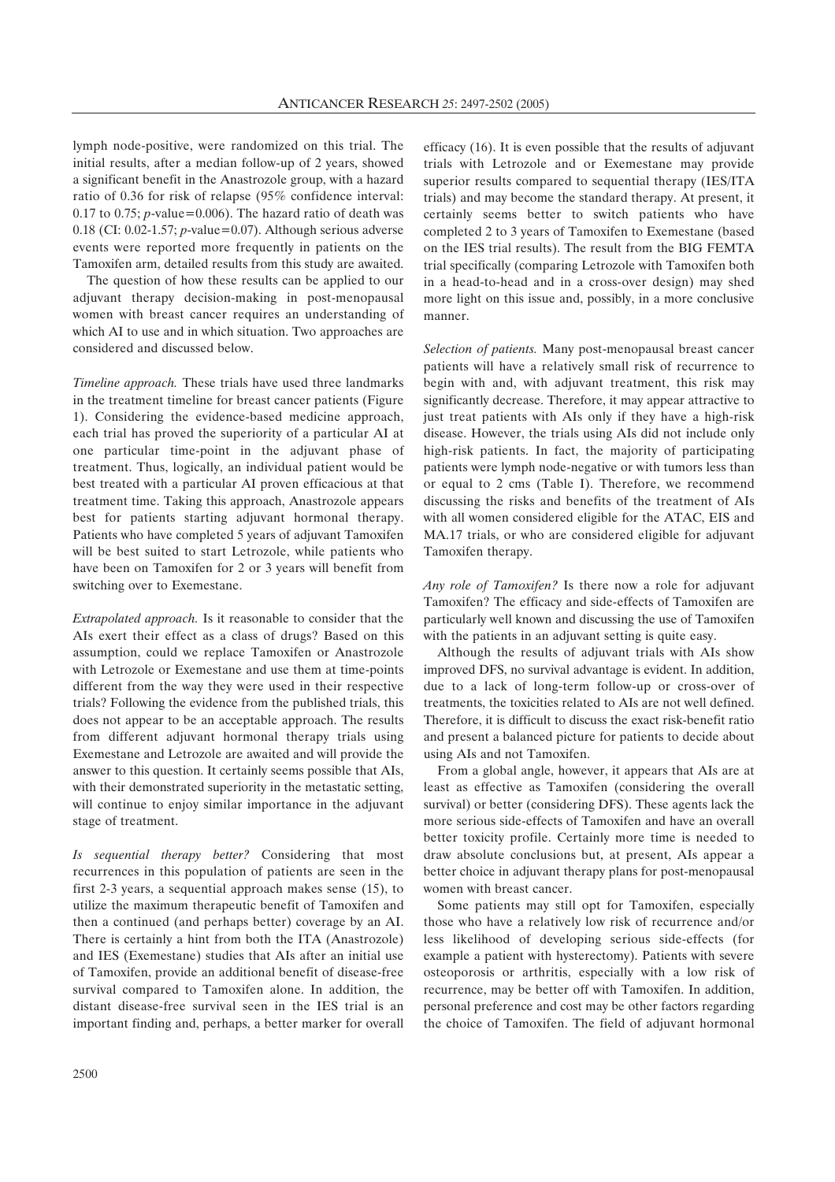lymph node-positive, were randomized on this trial. The initial results, after a median follow-up of 2 years, showed a significant benefit in the Anastrozole group, with a hazard ratio of 0.36 for risk of relapse (95% confidence interval: 0.17 to 0.75; $p$-value=0.006). The hazard ratio of death was 0.18 (CI: 0.02-1.57; $p$-value=0.07). Although serious adverse events were reported more frequently in patients on the Tamoxifen arm, detailed results from this study are awaited.

The question of how these results can be applied to our adjuvant therapy decision-making in post-menopausal women with breast cancer requires an understanding of which AI to use and in which situation. Two approaches are considered and discussed below.

*Timeline approach.* These trials have used three landmarks in the treatment timeline for breast cancer patients (Figure 1). Considering the evidence-based medicine approach, each trial has proved the superiority of a particular AI at one particular time-point in the adjuvant phase of treatment. Thus, logically, an individual patient would be best treated with a particular AI proven efficacious at that treatment time. Taking this approach, Anastrozole appears best for patients starting adjuvant hormonal therapy. Patients who have completed 5 years of adjuvant Tamoxifen will be best suited to start Letrozole, while patients who have been on Tamoxifen for 2 or 3 years will benefit from switching over to Exemestane.

*Extrapolated approach.* Is it reasonable to consider that the AIs exert their effect as a class of drugs? Based on this assumption, could we replace Tamoxifen or Anastrozole with Letrozole or Exemestane and use them at time-points different from the way they were used in their respective trials? Following the evidence from the published trials, this does not appear to be an acceptable approach. The results from different adjuvant hormonal therapy trials using Exemestane and Letrozole are awaited and will provide the answer to this question. It certainly seems possible that AIs, with their demonstrated superiority in the metastatic setting, will continue to enjoy similar importance in the adjuvant stage of treatment.

*Is sequential therapy better?* Considering that most recurrences in this population of patients are seen in the first 2-3 years, a sequential approach makes sense (15), to utilize the maximum therapeutic benefit of Tamoxifen and then a continued (and perhaps better) coverage by an AI. There is certainly a hint from both the ITA (Anastrozole) and IES (Exemestane) studies that AIs after an initial use of Tamoxifen, provide an additional benefit of disease-free survival compared to Tamoxifen alone. In addition, the distant disease-free survival seen in the IES trial is an important finding and, perhaps, a better marker for overall efficacy (16). It is even possible that the results of adjuvant trials with Letrozole and or Exemestane may provide superior results compared to sequential therapy (IES/ITA trials) and may become the standard therapy. At present, it certainly seems better to switch patients who have completed 2 to 3 years of Tamoxifen to Exemestane (based on the IES trial results). The result from the BIG FEMTA trial specifically (comparing Letrozole with Tamoxifen both in a head-to-head and in a cross-over design) may shed more light on this issue and, possibly, in a more conclusive manner.

*Selection of patients.* Many post-menopausal breast cancer patients will have a relatively small risk of recurrence to begin with and, with adjuvant treatment, this risk may significantly decrease. Therefore, it may appear attractive to just treat patients with AIs only if they have a high-risk disease. However, the trials using AIs did not include only high-risk patients. In fact, the majority of participating patients were lymph node-negative or with tumors less than or equal to 2 cms (Table I). Therefore, we recommend discussing the risks and benefits of the treatment of AIs with all women considered eligible for the ATAC, EIS and MA.17 trials, or who are considered eligible for adjuvant Tamoxifen therapy.

*Any role of Tamoxifen?* Is there now a role for adjuvant Tamoxifen? The efficacy and side-effects of Tamoxifen are particularly well known and discussing the use of Tamoxifen with the patients in an adjuvant setting is quite easy.

Although the results of adjuvant trials with AIs show improved DFS, no survival advantage is evident. In addition, due to a lack of long-term follow-up or cross-over of treatments, the toxicities related to AIs are not well defined. Therefore, it is difficult to discuss the exact risk-benefit ratio and present a balanced picture for patients to decide about using AIs and not Tamoxifen.

From a global angle, however, it appears that AIs are at least as effective as Tamoxifen (considering the overall survival) or better (considering DFS). These agents lack the more serious side-effects of Tamoxifen and have an overall better toxicity profile. Certainly more time is needed to draw absolute conclusions but, at present, AIs appear a better choice in adjuvant therapy plans for post-menopausal women with breast cancer.

Some patients may still opt for Tamoxifen, especially those who have a relatively low risk of recurrence and/or less likelihood of developing serious side-effects (for example a patient with hysterectomy). Patients with severe osteoporosis or arthritis, especially with a low risk of recurrence, may be better off with Tamoxifen. In addition, personal preference and cost may be other factors regarding the choice of Tamoxifen. The field of adjuvant hormonal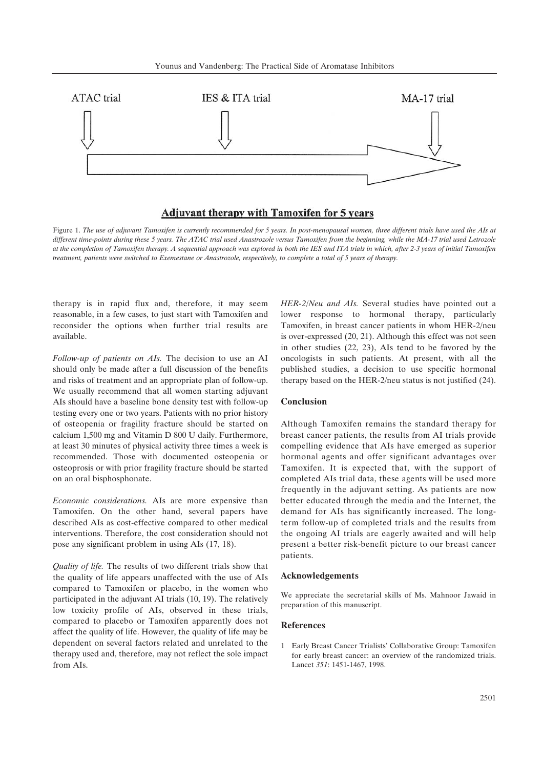ATAC trial | IES & ITA trial | MA-17 trial

**Adjuvant therapy with Tamoxifen for 5 years**

Figure 1. *The use of adjuvant Tamoxifen is currently recommended for 5 years. In post-menopausal women, three different trials have used the AIs at different time-points during these 5 years. The ATAC trial used Anastrozole versus Tamoxifen from the beginning, while the MA-17 trial used Letrozole at the completion of Tamoxifen therapy. A sequential approach was explored in both the IES and ITA trials in which, after 2-3 years of initial Tamoxifen treatment, patients were switched to Exemestane or Anastrozole, respectively, to complete a total of 5 years of therapy.*

therapy is in rapid flux and, therefore, it may seem reasonable, in a few cases, to just start with Tamoxifen and reconsider the options when further trial results are available.

*Follow-up of patients on AIs.* The decision to use an AI should only be made after a full discussion of the benefits and risks of treatment and an appropriate plan of follow-up. We usually recommend that all women starting adjuvant AIs should have a baseline bone density test with follow-up testing every one or two years. Patients with no prior history of osteopenia or fragility fracture should be started on calcium 1,500 mg and Vitamin D 800 U daily. Furthermore, at least 30 minutes of physical activity three times a week is recommended. Those with documented osteopenia or osteoprosis or with prior fragility fracture should be started on an oral bisphosphonate.

*Economic considerations.* AIs are more expensive than Tamoxifen. On the other hand, several papers have described AIs as cost-effective compared to other medical interventions. Therefore, the cost consideration should not pose any significant problem in using AIs (17, 18).

*Quality of life.* The results of two different trials show that the quality of life appears unaffected with the use of AIs compared to Tamoxifen or placebo, in the women who participated in the adjuvant AI trials (10, 19). The relatively low toxicity profile of AIs, observed in these trials, compared to placebo or Tamoxifen apparently does not affect the quality of life. However, the quality of life may be dependent on several factors related and unrelated to the therapy used and, therefore, may not reflect the sole impact from AIs.

*HER-2/Neu and AIs.* Several studies have pointed out a lower response to hormonal therapy, particularly Tamoxifen, in breast cancer patients in whom HER-2/neu is over-expressed (20, 21). Although this effect was not seen in other studies (22, 23), AIs tend to be favored by the oncologists in such patients. At present, with all the published studies, a decision to use specific hormonal therapy based on the HER-2/neu status is not justified (24).

## Conclusion

Although Tamoxifen remains the standard therapy for breast cancer patients, the results from AI trials provide compelling evidence that AIs have emerged as superior hormonal agents and offer significant advantages over Tamoxifen. It is expected that, with the support of completed AIs trial data, these agents will be used more frequently in the adjuvant setting. As patients are now better educated through the media and the Internet, the demand for AIs has significantly increased. The long-term follow-up of completed trials and the results from the ongoing AI trials are eagerly awaited and will help present a better risk-benefit picture to our breast cancer patients.

## Acknowledgements

We appreciate the secretarial skills of Ms. Mahnoor Jawaid in preparation of this manuscript.

## References

1 Early Breast Cancer Trialists' Collaborative Group: Tamoxifen for early breast cancer: an overview of the randomized trials. Lancet *351*: 1451-1467, 1998.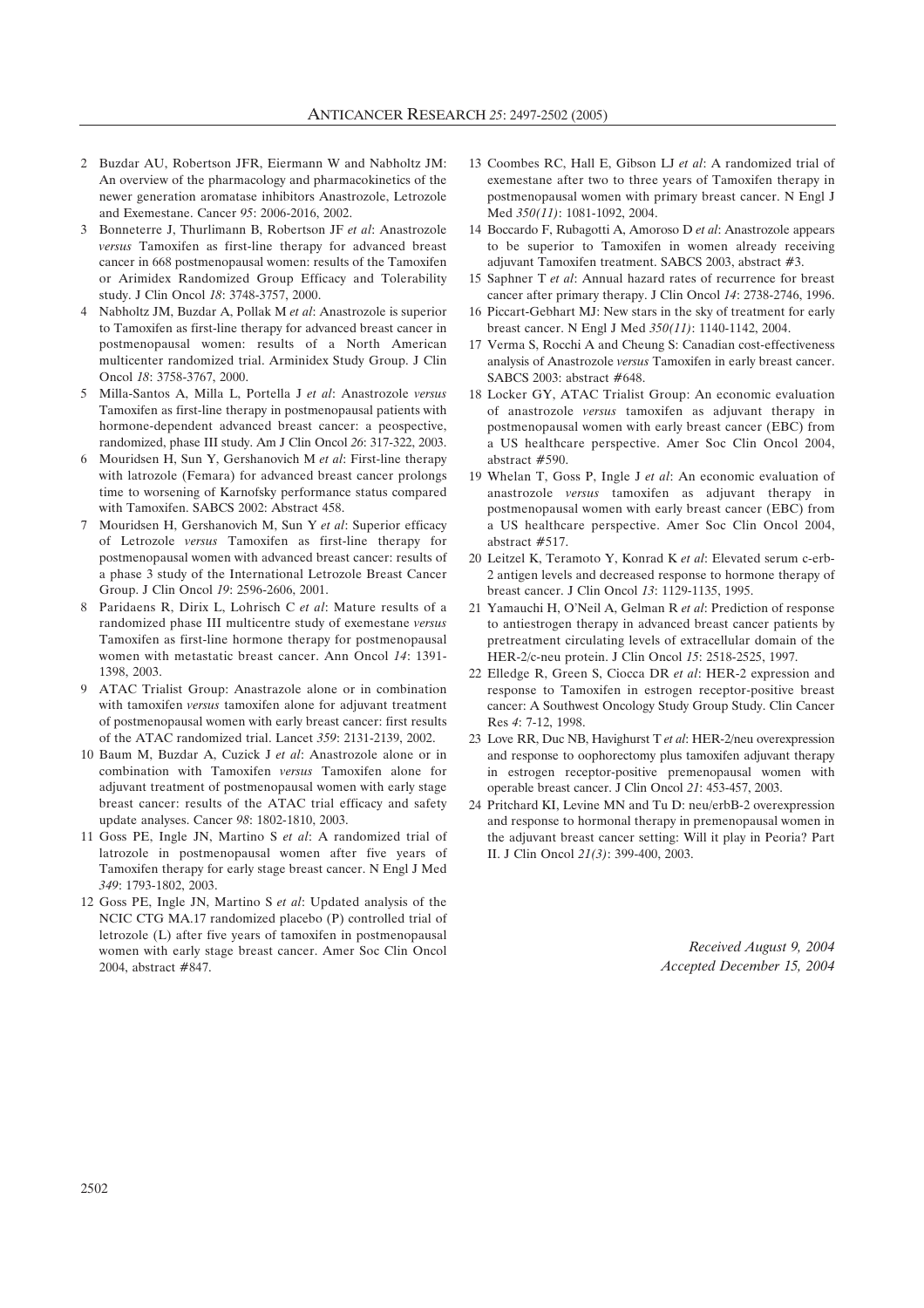2 Buzdar AU, Robertson JFR, Eiermann W and Nabholtz JM: An overview of the pharmacology and pharmacokinetics of the newer generation aromatase inhibitors Anastrozole, Letrozole and Exemestane. Cancer *95*: 2006-2016, 2002.

3 Bonneterre J, Thurlimann B, Robertson JF *et al*: Anastrozole *versus* Tamoxifen as first-line therapy for advanced breast cancer in 668 postmenopausal women: results of the Tamoxifen or Arimidex Randomized Group Efficacy and Tolerability study. J Clin Oncol *18*: 3748-3757, 2000.

4 Nabholtz JM, Buzdar A, Pollak M *et al*: Anastrozole is superior to Tamoxifen as first-line therapy for advanced breast cancer in postmenopausal women: results of a North American multicenter randomized trial. Arminidex Study Group. J Clin Oncol *18*: 3758-3767, 2000.

5 Milla-Santos A, Milla L, Portella J *et al*: Anastrozole *versus* Tamoxifen as first-line therapy in postmenopausal patients with hormone-dependent advanced breast cancer: a peospective, randomized, phase III study. Am J Clin Oncol *26*: 317-322, 2003.

6 Mouridsen H, Sun Y, Gershanovich M *et al*: First-line therapy with latrozole (Femara) for advanced breast cancer prolongs time to worsening of Karnofsky performance status compared with Tamoxifen. SABCS 2002: Abstract 458.

7 Mouridsen H, Gershanovich M, Sun Y *et al*: Superior efficacy of Letrozole *versus* Tamoxifen as first-line therapy for postmenopausal women with advanced breast cancer: results of a phase 3 study of the International Letrozole Breast Cancer Group. J Clin Oncol *19*: 2596-2606, 2001.

8 Paridaens R, Dirix L, Lohrisch C *et al*: Mature results of a randomized phase III multicentre study of exemestane *versus* Tamoxifen as first-line hormone therapy for postmenopausal women with metastatic breast cancer. Ann Oncol *14*: 1391-1398, 2003.

9 ATAC Trialist Group: Anastrazole alone or in combination with tamoxifen *versus* tamoxifen alone for adjuvant treatment of postmenopausal women with early breast cancer: first results of the ATAC randomized trial. Lancet *359*: 2131-2139, 2002.

10 Baum M, Buzdar A, Cuzick J *et al*: Anastrozole alone or in combination with Tamoxifen *versus* Tamoxifen alone for adjuvant treatment of postmenopausal women with early stage breast cancer: results of the ATAC trial efficacy and safety update analyses. Cancer *98*: 1802-1810, 2003.

11 Goss PE, Ingle JN, Martino S *et al*: A randomized trial of latrozole in postmenopausal women after five years of Tamoxifen therapy for early stage breast cancer. N Engl J Med *349*: 1793-1802, 2003.

12 Goss PE, Ingle JN, Martino S *et al*: Updated analysis of the NCIC CTG MA.17 randomized placebo (P) controlled trial of letrozole (L) after five years of tamoxifen in postmenopausal women with early stage breast cancer. Amer Soc Clin Oncol 2004, abstract #847.

13 Coombes RC, Hall E, Gibson LJ *et al*: A randomized trial of exemestane after two to three years of Tamoxifen therapy in postmenopausal women with primary breast cancer. N Engl J Med *350(11)*: 1081-1092, 2004.

14 Boccardo F, Rubagotti A, Amoroso D *et al*: Anastrozole appears to be superior to Tamoxifen in women already receiving adjuvant Tamoxifen treatment. SABCS 2003, abstract #3.

15 Saphner T *et al*: Annual hazard rates of recurrence for breast cancer after primary therapy. J Clin Oncol *14*: 2738-2746, 1996.

16 Piccart-Gebhart MJ: New stars in the sky of treatment for early breast cancer. N Engl J Med *350(11)*: 1140-1142, 2004.

17 Verma S, Rocchi A and Cheung S: Canadian cost-effectiveness analysis of Anastrozole *versus* Tamoxifen in early breast cancer. SABCS 2003: abstract #648.

18 Locker GY, ATAC Trialist Group: An economic evaluation of anastrozole *versus* tamoxifen as adjuvant therapy in postmenopausal women with early breast cancer (EBC) from a US healthcare perspective. Amer Soc Clin Oncol 2004, abstract #590.

19 Whelan T, Goss P, Ingle J *et al*: An economic evaluation of anastrozole *versus* tamoxifen as adjuvant therapy in postmenopausal women with early breast cancer (EBC) from a US healthcare perspective. Amer Soc Clin Oncol 2004, abstract #517.

20 Leitzel K, Teramoto Y, Konrad K *et al*: Elevated serum c-erb-2 antigen levels and decreased response to hormone therapy of breast cancer. J Clin Oncol *13*: 1129-1135, 1995.

21 Yamauchi H, O'Neil A, Gelman R *et al*: Prediction of response to antiestrogen therapy in advanced breast cancer patients by pretreatment circulating levels of extracellular domain of the HER-2/c-neu protein. J Clin Oncol *15*: 2518-2525, 1997.

22 Elledge R, Green S, Ciocca DR *et al*: HER-2 expression and response to Tamoxifen in estrogen receptor-positive breast cancer: A Southwest Oncology Study Group Study. Clin Cancer Res *4*: 7-12, 1998.

23 Love RR, Duc NB, Havighurst T *et al*: HER-2/neu overexpression and response to oophorectomy plus tamoxifen adjuvant therapy in estrogen receptor-positive premenopausal women with operable breast cancer. J Clin Oncol *21*: 453-457, 2003.

24 Pritchard KI, Levine MN and Tu D: neu/erbB-2 overexpression and response to hormonal therapy in premenopausal women in the adjuvant breast cancer setting: Will it play in Peoria? Part II. J Clin Oncol *21(3)*: 399-400, 2003.

*Received August 9, 2004*
*Accepted December 15, 2004*